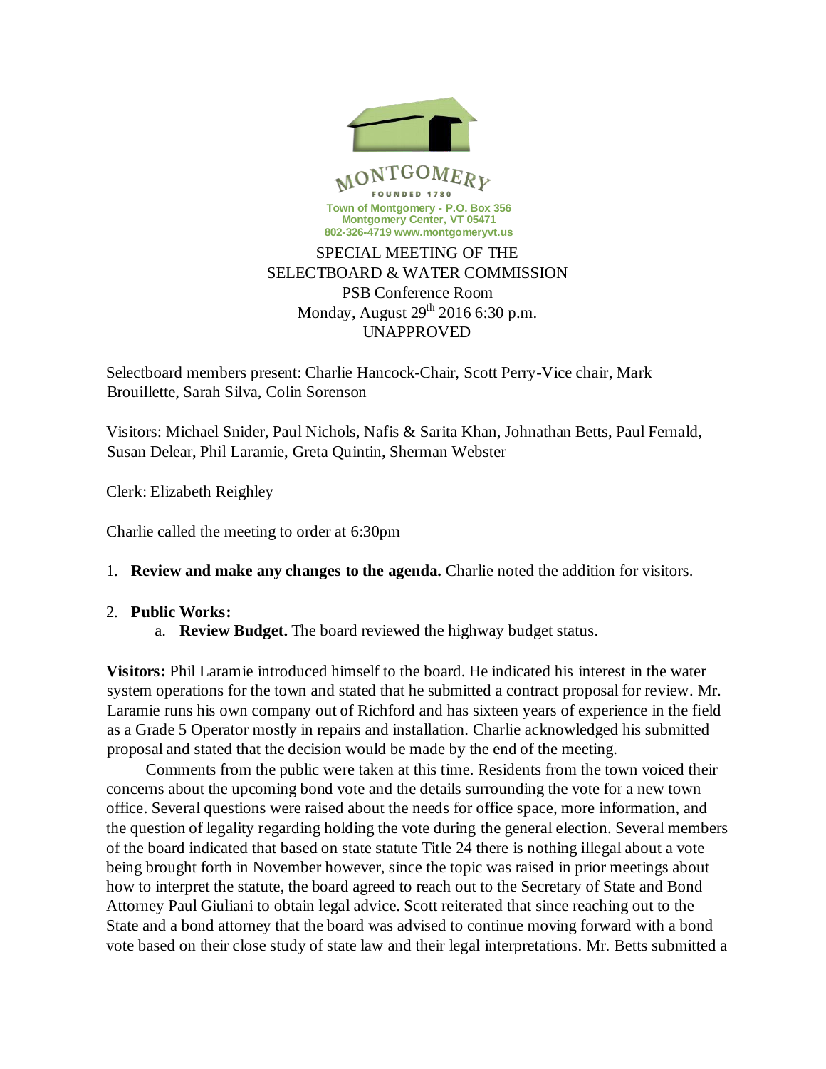MONTGOMERY

FOUNDED 1780

Town of Montgomery - P.O. Box 356
Montgomery Center, VT 05471
802-326-4719 www.montgomeryvt.us

SPECIAL MEETING OF THE
SELECTBOARD & WATER COMMISSION
PSB Conference Room
Monday, August 29th 2016 6:30 p.m.
UNAPPROVED

Selectboard members present: Charlie Hancock-Chair, Scott Perry-Vice chair, Mark Brouillette, Sarah Silva, Colin Sorenson

Visitors: Michael Snider, Paul Nichols, Nafis & Sarita Khan, Johnathan Betts, Paul Fernald, Susan Delear, Phil Laramie, Greta Quintin, Sherman Webster

Clerk: Elizabeth Reighley

Charlie called the meeting to order at 6:30pm

1. **Review and make any changes to the agenda.** Charlie noted the addition for visitors.

2. **Public Works:**
   a. **Review Budget.** The board reviewed the highway budget status.

**Visitors:** Phil Laramie introduced himself to the board. He indicated his interest in the water system operations for the town and stated that he submitted a contract proposal for review. Mr. Laramie runs his own company out of Richford and has sixteen years of experience in the field as a Grade 5 Operator mostly in repairs and installation. Charlie acknowledged his submitted proposal and stated that the decision would be made by the end of the meeting.

Comments from the public were taken at this time. Residents from the town voiced their concerns about the upcoming bond vote and the details surrounding the vote for a new town office. Several questions were raised about the needs for office space, more information, and the question of legality regarding holding the vote during the general election. Several members of the board indicated that based on state statute Title 24 there is nothing illegal about a vote being brought forth in November however, since the topic was raised in prior meetings about how to interpret the statute, the board agreed to reach out to the Secretary of State and Bond Attorney Paul Giuliani to obtain legal advice. Scott reiterated that since reaching out to the State and a bond attorney that the board was advised to continue moving forward with a bond vote based on their close study of state law and their legal interpretations. Mr. Betts submitted a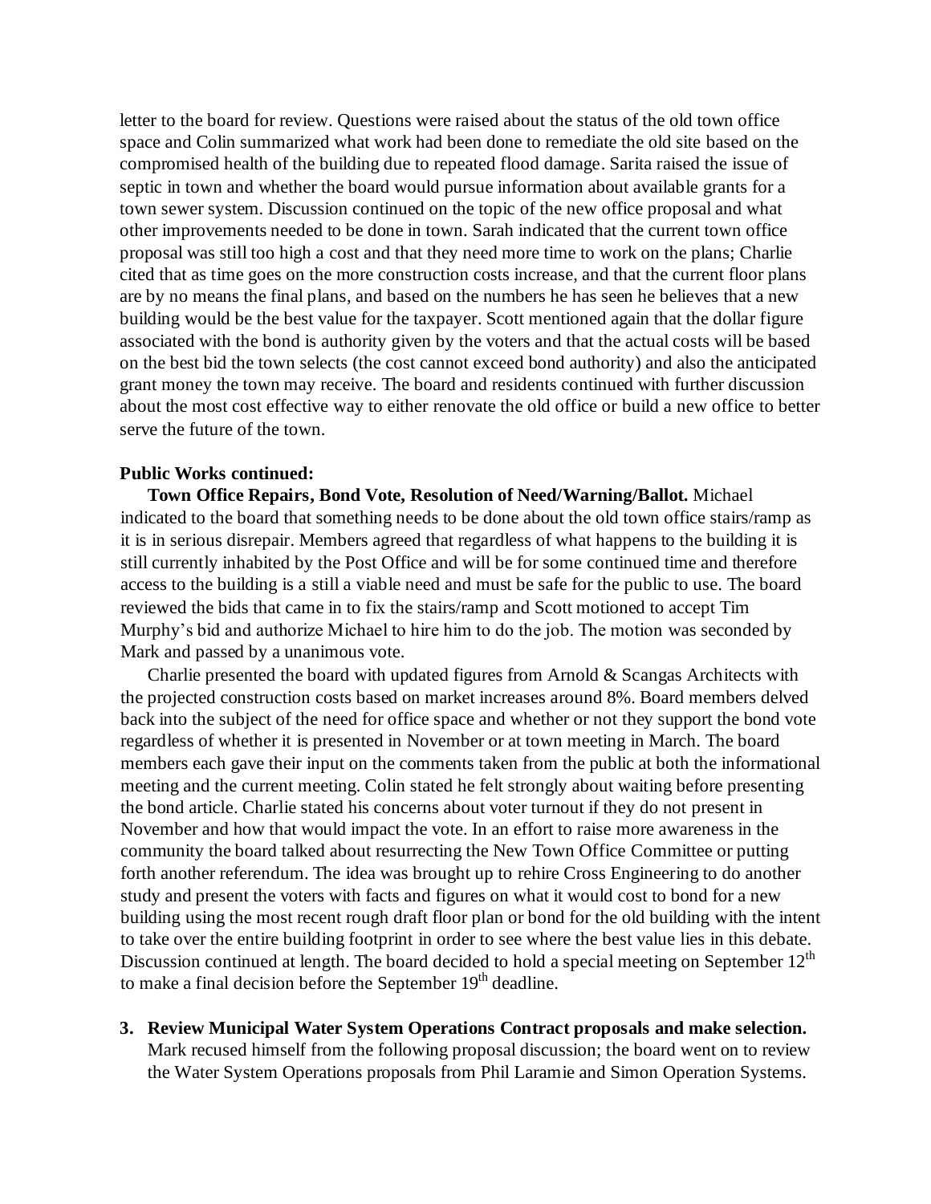letter to the board for review. Questions were raised about the status of the old town office space and Colin summarized what work had been done to remediate the old site based on the compromised health of the building due to repeated flood damage. Sarita raised the issue of septic in town and whether the board would pursue information about available grants for a town sewer system. Discussion continued on the topic of the new office proposal and what other improvements needed to be done in town. Sarah indicated that the current town office proposal was still too high a cost and that they need more time to work on the plans; Charlie cited that as time goes on the more construction costs increase, and that the current floor plans are by no means the final plans, and based on the numbers he has seen he believes that a new building would be the best value for the taxpayer. Scott mentioned again that the dollar figure associated with the bond is authority given by the voters and that the actual costs will be based on the best bid the town selects (the cost cannot exceed bond authority) and also the anticipated grant money the town may receive. The board and residents continued with further discussion about the most cost effective way to either renovate the old office or build a new office to better serve the future of the town.

**Public Works continued:**

**Town Office Repairs, Bond Vote, Resolution of Need/Warning/Ballot.** Michael indicated to the board that something needs to be done about the old town office stairs/ramp as it is in serious disrepair. Members agreed that regardless of what happens to the building it is still currently inhabited by the Post Office and will be for some continued time and therefore access to the building is a still a viable need and must be safe for the public to use. The board reviewed the bids that came in to fix the stairs/ramp and Scott motioned to accept Tim Murphy's bid and authorize Michael to hire him to do the job. The motion was seconded by Mark and passed by a unanimous vote.

Charlie presented the board with updated figures from Arnold & Scangas Architects with the projected construction costs based on market increases around 8%. Board members delved back into the subject of the need for office space and whether or not they support the bond vote regardless of whether it is presented in November or at town meeting in March. The board members each gave their input on the comments taken from the public at both the informational meeting and the current meeting. Colin stated he felt strongly about waiting before presenting the bond article. Charlie stated his concerns about voter turnout if they do not present in November and how that would impact the vote. In an effort to raise more awareness in the community the board talked about resurrecting the New Town Office Committee or putting forth another referendum. The idea was brought up to rehire Cross Engineering to do another study and present the voters with facts and figures on what it would cost to bond for a new building using the most recent rough draft floor plan or bond for the old building with the intent to take over the entire building footprint in order to see where the best value lies in this debate. Discussion continued at length. The board decided to hold a special meeting on September 12th to make a final decision before the September 19th deadline.

3. **Review Municipal Water System Operations Contract proposals and make selection.** Mark recused himself from the following proposal discussion; the board went on to review the Water System Operations proposals from Phil Laramie and Simon Operation Systems.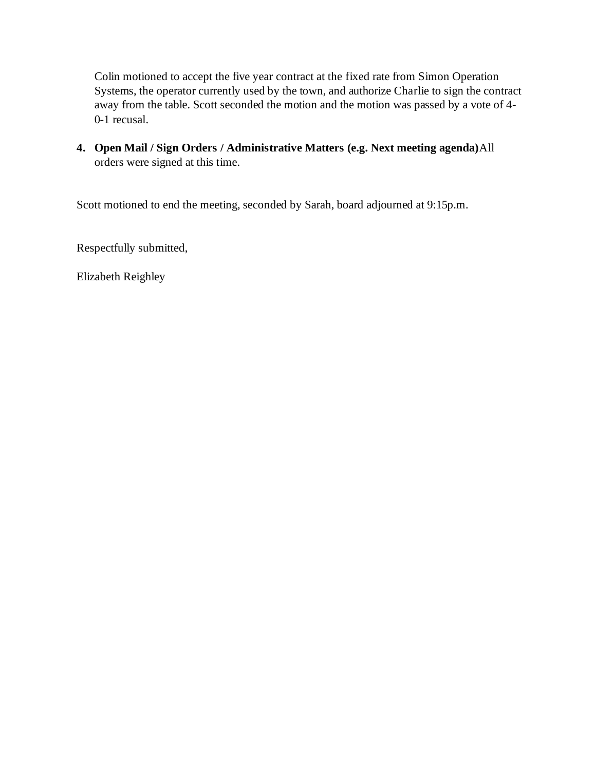Colin motioned to accept the five year contract at the fixed rate from Simon Operation Systems, the operator currently used by the town, and authorize Charlie to sign the contract away from the table. Scott seconded the motion and the motion was passed by a vote of 4-0-1 recusal.

4. **Open Mail / Sign Orders / Administrative Matters (e.g. Next meeting agenda)** All orders were signed at this time.

Scott motioned to end the meeting, seconded by Sarah, board adjourned at 9:15p.m.

Respectfully submitted,

Elizabeth Reighley